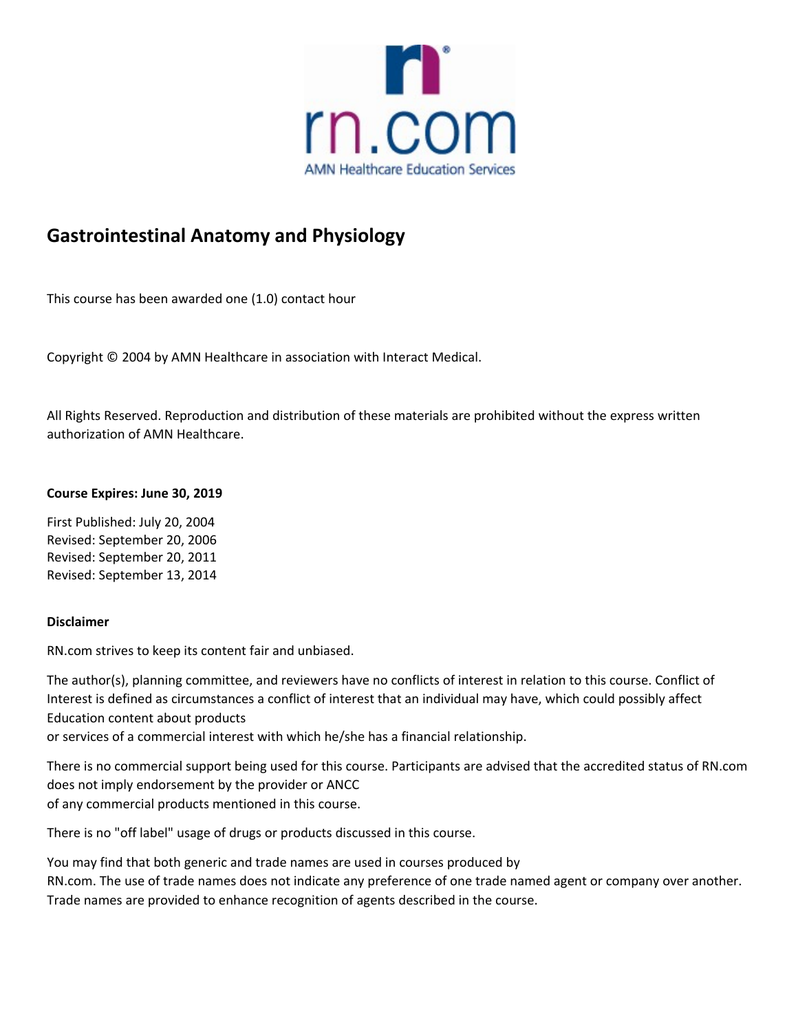# Gastrointestinal Anatomy and Physiology

This course has been awarded one (1.0) contact hour

Copyright © 2004 by AMN Healthcare in association with Interact Medical.

All Rights Reserved. Reproduction and distribution of these materials are prohibited without the express written authorization of AMN Healthcare.

**Course Expires: June 30, 2019**

First Published: July 20, 2004
Revised: September 20, 2006
Revised: September 20, 2011
Revised: September 13, 2014

**Disclaimer**

RN.com strives to keep its content fair and unbiased.

The author(s), planning committee, and reviewers have no conflicts of interest in relation to this course. Conflict of Interest is defined as circumstances a conflict of interest that an individual may have, which could possibly affect Education content about products
or services of a commercial interest with which he/she has a financial relationship.

There is no commercial support being used for this course. Participants are advised that the accredited status of RN.com does not imply endorsement by the provider or ANCC
of any commercial products mentioned in this course.

There is no "off label" usage of drugs or products discussed in this course.

You may find that both generic and trade names are used in courses produced by
RN.com. The use of trade names does not indicate any preference of one trade named agent or company over another. Trade names are provided to enhance recognition of agents described in the course.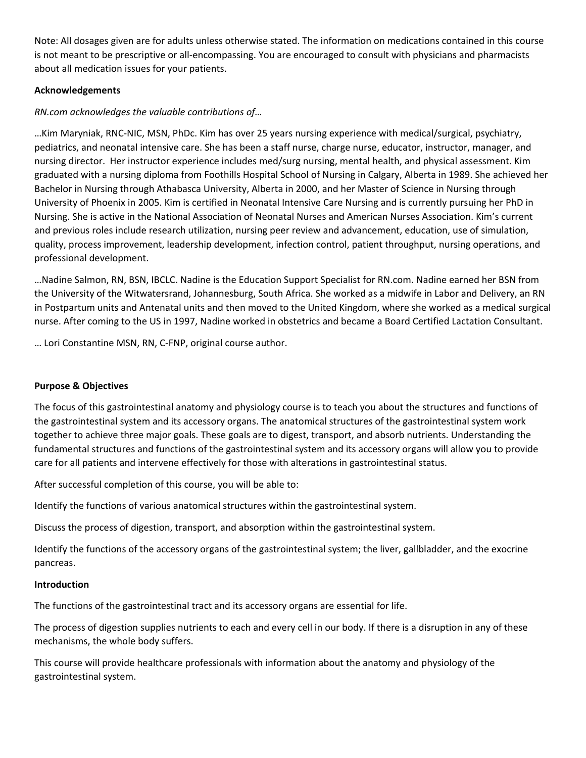Note: All dosages given are for adults unless otherwise stated. The information on medications contained in this course is not meant to be prescriptive or all-encompassing. You are encouraged to consult with physicians and pharmacists about all medication issues for your patients.

**Acknowledgements**

*RN.com acknowledges the valuable contributions of…*

…Kim Maryniak, RNC-NIC, MSN, PhDc. Kim has over 25 years nursing experience with medical/surgical, psychiatry, pediatrics, and neonatal intensive care. She has been a staff nurse, charge nurse, educator, instructor, manager, and nursing director. Her instructor experience includes med/surg nursing, mental health, and physical assessment. Kim graduated with a nursing diploma from Foothills Hospital School of Nursing in Calgary, Alberta in 1989. She achieved her Bachelor in Nursing through Athabasca University, Alberta in 2000, and her Master of Science in Nursing through University of Phoenix in 2005. Kim is certified in Neonatal Intensive Care Nursing and is currently pursuing her PhD in Nursing. She is active in the National Association of Neonatal Nurses and American Nurses Association. Kim's current and previous roles include research utilization, nursing peer review and advancement, education, use of simulation, quality, process improvement, leadership development, infection control, patient throughput, nursing operations, and professional development.

…Nadine Salmon, RN, BSN, IBCLC. Nadine is the Education Support Specialist for RN.com. Nadine earned her BSN from the University of the Witwatersrand, Johannesburg, South Africa. She worked as a midwife in Labor and Delivery, an RN in Postpartum units and Antenatal units and then moved to the United Kingdom, where she worked as a medical surgical nurse. After coming to the US in 1997, Nadine worked in obstetrics and became a Board Certified Lactation Consultant.

… Lori Constantine MSN, RN, C-FNP, original course author.

**Purpose & Objectives**

The focus of this gastrointestinal anatomy and physiology course is to teach you about the structures and functions of the gastrointestinal system and its accessory organs. The anatomical structures of the gastrointestinal system work together to achieve three major goals. These goals are to digest, transport, and absorb nutrients. Understanding the fundamental structures and functions of the gastrointestinal system and its accessory organs will allow you to provide care for all patients and intervene effectively for those with alterations in gastrointestinal status.

After successful completion of this course, you will be able to:

Identify the functions of various anatomical structures within the gastrointestinal system.

Discuss the process of digestion, transport, and absorption within the gastrointestinal system.

Identify the functions of the accessory organs of the gastrointestinal system; the liver, gallbladder, and the exocrine pancreas.

**Introduction**

The functions of the gastrointestinal tract and its accessory organs are essential for life.

The process of digestion supplies nutrients to each and every cell in our body. If there is a disruption in any of these mechanisms, the whole body suffers.

This course will provide healthcare professionals with information about the anatomy and physiology of the gastrointestinal system.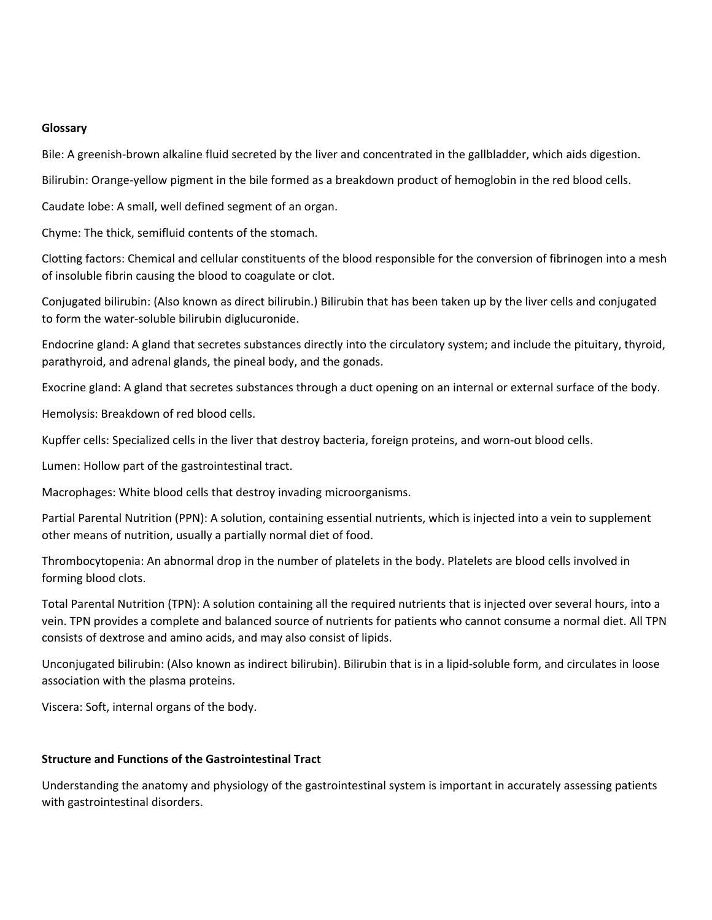**Glossary**

Bile: A greenish-brown alkaline fluid secreted by the liver and concentrated in the gallbladder, which aids digestion.

Bilirubin: Orange-yellow pigment in the bile formed as a breakdown product of hemoglobin in the red blood cells.

Caudate lobe: A small, well defined segment of an organ.

Chyme: The thick, semifluid contents of the stomach.

Clotting factors: Chemical and cellular constituents of the blood responsible for the conversion of fibrinogen into a mesh of insoluble fibrin causing the blood to coagulate or clot.

Conjugated bilirubin: (Also known as direct bilirubin.) Bilirubin that has been taken up by the liver cells and conjugated to form the water-soluble bilirubin diglucuronide.

Endocrine gland: A gland that secretes substances directly into the circulatory system; and include the pituitary, thyroid, parathyroid, and adrenal glands, the pineal body, and the gonads.

Exocrine gland: A gland that secretes substances through a duct opening on an internal or external surface of the body.

Hemolysis: Breakdown of red blood cells.

Kupffer cells: Specialized cells in the liver that destroy bacteria, foreign proteins, and worn-out blood cells.

Lumen: Hollow part of the gastrointestinal tract.

Macrophages: White blood cells that destroy invading microorganisms.

Partial Parental Nutrition (PPN): A solution, containing essential nutrients, which is injected into a vein to supplement other means of nutrition, usually a partially normal diet of food.

Thrombocytopenia: An abnormal drop in the number of platelets in the body. Platelets are blood cells involved in forming blood clots.

Total Parental Nutrition (TPN): A solution containing all the required nutrients that is injected over several hours, into a vein. TPN provides a complete and balanced source of nutrients for patients who cannot consume a normal diet. All TPN consists of dextrose and amino acids, and may also consist of lipids.

Unconjugated bilirubin: (Also known as indirect bilirubin). Bilirubin that is in a lipid-soluble form, and circulates in loose association with the plasma proteins.

Viscera: Soft, internal organs of the body.

**Structure and Functions of the Gastrointestinal Tract**

Understanding the anatomy and physiology of the gastrointestinal system is important in accurately assessing patients with gastrointestinal disorders.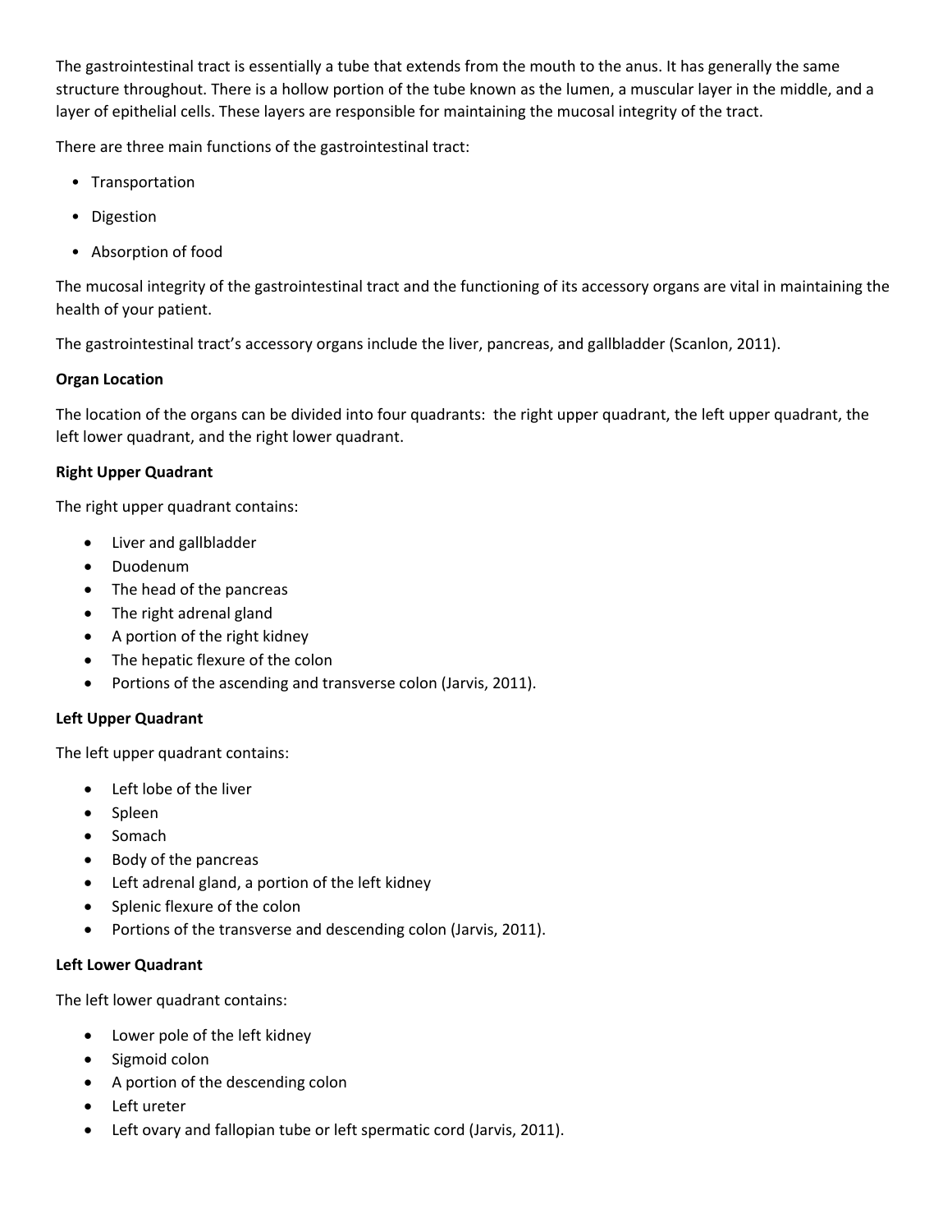The gastrointestinal tract is essentially a tube that extends from the mouth to the anus. It has generally the same structure throughout. There is a hollow portion of the tube known as the lumen, a muscular layer in the middle, and a layer of epithelial cells. These layers are responsible for maintaining the mucosal integrity of the tract.

There are three main functions of the gastrointestinal tract:

- Transportation
- Digestion
- Absorption of food

The mucosal integrity of the gastrointestinal tract and the functioning of its accessory organs are vital in maintaining the health of your patient.

The gastrointestinal tract's accessory organs include the liver, pancreas, and gallbladder (Scanlon, 2011).

**Organ Location**

The location of the organs can be divided into four quadrants: the right upper quadrant, the left upper quadrant, the left lower quadrant, and the right lower quadrant.

**Right Upper Quadrant**

The right upper quadrant contains:

- Liver and gallbladder
- Duodenum
- The head of the pancreas
- The right adrenal gland
- A portion of the right kidney
- The hepatic flexure of the colon
- Portions of the ascending and transverse colon (Jarvis, 2011).

**Left Upper Quadrant**

The left upper quadrant contains:

- Left lobe of the liver
- Spleen
- Somach
- Body of the pancreas
- Left adrenal gland, a portion of the left kidney
- Splenic flexure of the colon
- Portions of the transverse and descending colon (Jarvis, 2011).

**Left Lower Quadrant**

The left lower quadrant contains:

- Lower pole of the left kidney
- Sigmoid colon
- A portion of the descending colon
- Left ureter
- Left ovary and fallopian tube or left spermatic cord (Jarvis, 2011).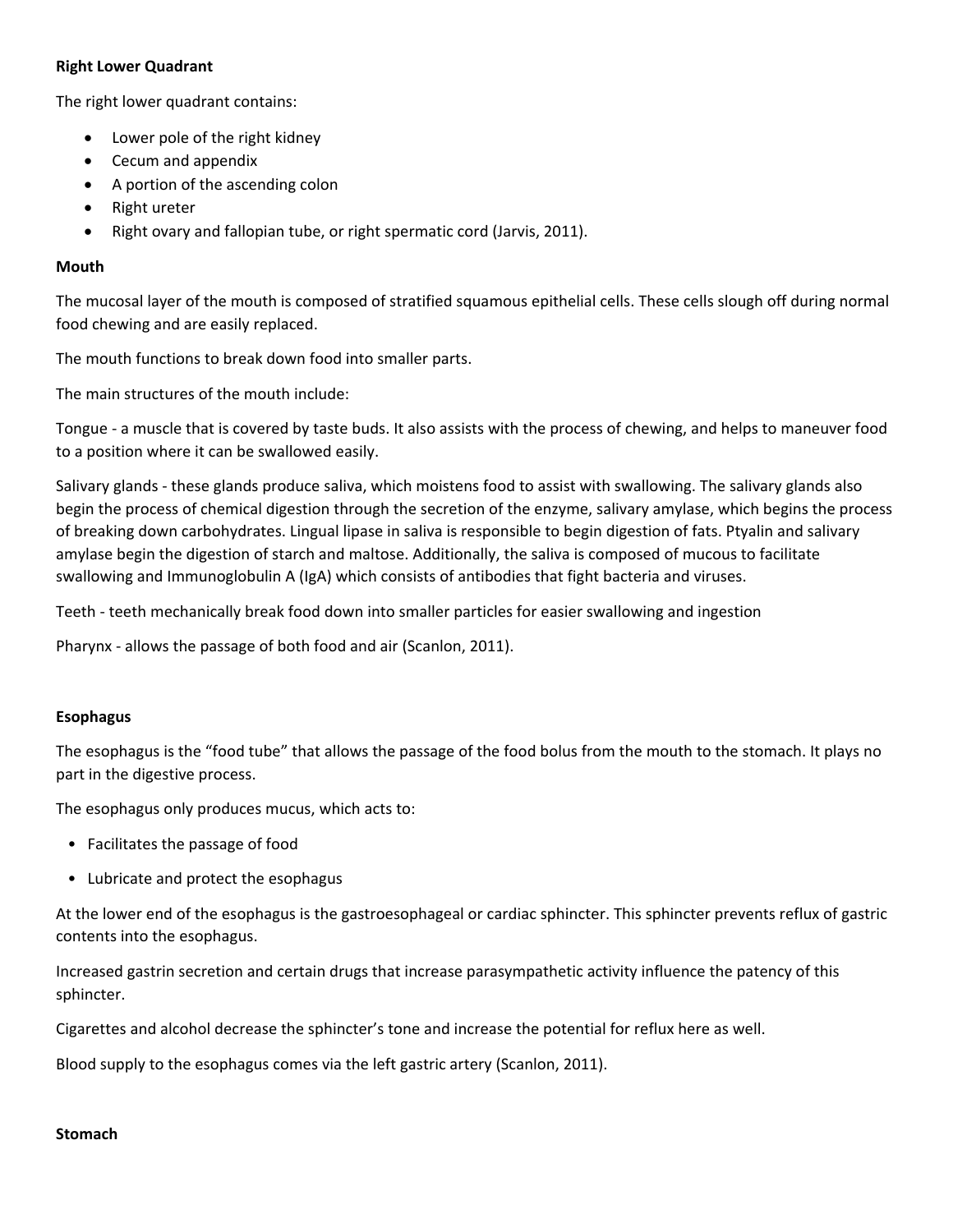**Right Lower Quadrant**

The right lower quadrant contains:

- Lower pole of the right kidney
- Cecum and appendix
- A portion of the ascending colon
- Right ureter
- Right ovary and fallopian tube, or right spermatic cord (Jarvis, 2011).

**Mouth**

The mucosal layer of the mouth is composed of stratified squamous epithelial cells. These cells slough off during normal food chewing and are easily replaced.

The mouth functions to break down food into smaller parts.

The main structures of the mouth include:

Tongue - a muscle that is covered by taste buds. It also assists with the process of chewing, and helps to maneuver food to a position where it can be swallowed easily.

Salivary glands - these glands produce saliva, which moistens food to assist with swallowing. The salivary glands also begin the process of chemical digestion through the secretion of the enzyme, salivary amylase, which begins the process of breaking down carbohydrates. Lingual lipase in saliva is responsible to begin digestion of fats. Ptyalin and salivary amylase begin the digestion of starch and maltose. Additionally, the saliva is composed of mucous to facilitate swallowing and Immunoglobulin A (IgA) which consists of antibodies that fight bacteria and viruses.

Teeth - teeth mechanically break food down into smaller particles for easier swallowing and ingestion

Pharynx - allows the passage of both food and air (Scanlon, 2011).

**Esophagus**

The esophagus is the "food tube" that allows the passage of the food bolus from the mouth to the stomach. It plays no part in the digestive process.

The esophagus only produces mucus, which acts to:

- Facilitates the passage of food
- Lubricate and protect the esophagus

At the lower end of the esophagus is the gastroesophageal or cardiac sphincter. This sphincter prevents reflux of gastric contents into the esophagus.

Increased gastrin secretion and certain drugs that increase parasympathetic activity influence the patency of this sphincter.

Cigarettes and alcohol decrease the sphincter's tone and increase the potential for reflux here as well.

Blood supply to the esophagus comes via the left gastric artery (Scanlon, 2011).

**Stomach**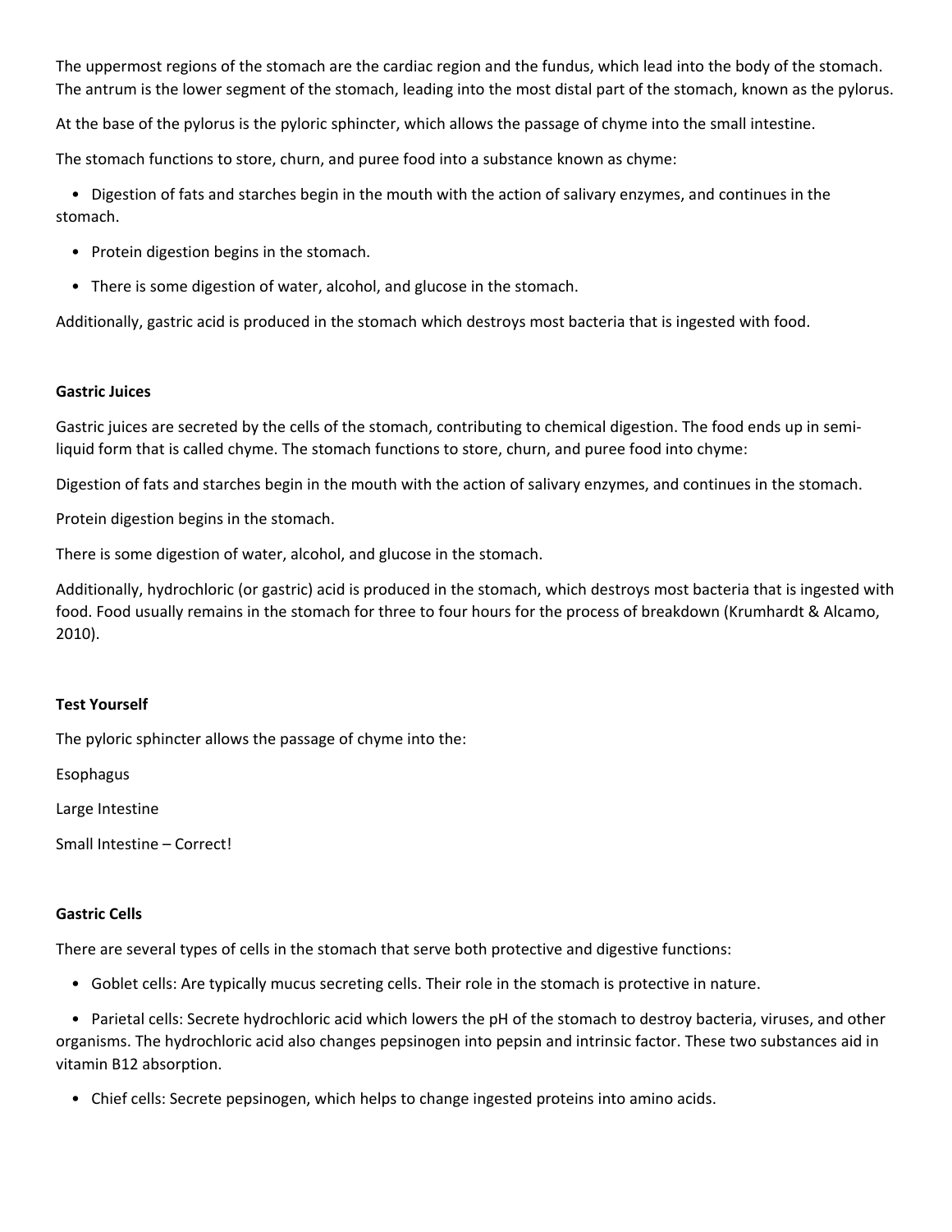The uppermost regions of the stomach are the cardiac region and the fundus, which lead into the body of the stomach. The antrum is the lower segment of the stomach, leading into the most distal part of the stomach, known as the pylorus.

At the base of the pylorus is the pyloric sphincter, which allows the passage of chyme into the small intestine.

The stomach functions to store, churn, and puree food into a substance known as chyme:

- Digestion of fats and starches begin in the mouth with the action of salivary enzymes, and continues in the stomach.
- Protein digestion begins in the stomach.
- There is some digestion of water, alcohol, and glucose in the stomach.

Additionally, gastric acid is produced in the stomach which destroys most bacteria that is ingested with food.

**Gastric Juices**

Gastric juices are secreted by the cells of the stomach, contributing to chemical digestion. The food ends up in semi-liquid form that is called chyme. The stomach functions to store, churn, and puree food into chyme:

Digestion of fats and starches begin in the mouth with the action of salivary enzymes, and continues in the stomach.

Protein digestion begins in the stomach.

There is some digestion of water, alcohol, and glucose in the stomach.

Additionally, hydrochloric (or gastric) acid is produced in the stomach, which destroys most bacteria that is ingested with food. Food usually remains in the stomach for three to four hours for the process of breakdown (Krumhardt & Alcamo, 2010).

**Test Yourself**

The pyloric sphincter allows the passage of chyme into the:

Esophagus

Large Intestine

Small Intestine – Correct!

**Gastric Cells**

There are several types of cells in the stomach that serve both protective and digestive functions:

- Goblet cells: Are typically mucus secreting cells. Their role in the stomach is protective in nature.
- Parietal cells: Secrete hydrochloric acid which lowers the pH of the stomach to destroy bacteria, viruses, and other organisms. The hydrochloric acid also changes pepsinogen into pepsin and intrinsic factor. These two substances aid in vitamin B12 absorption.
- Chief cells: Secrete pepsinogen, which helps to change ingested proteins into amino acids.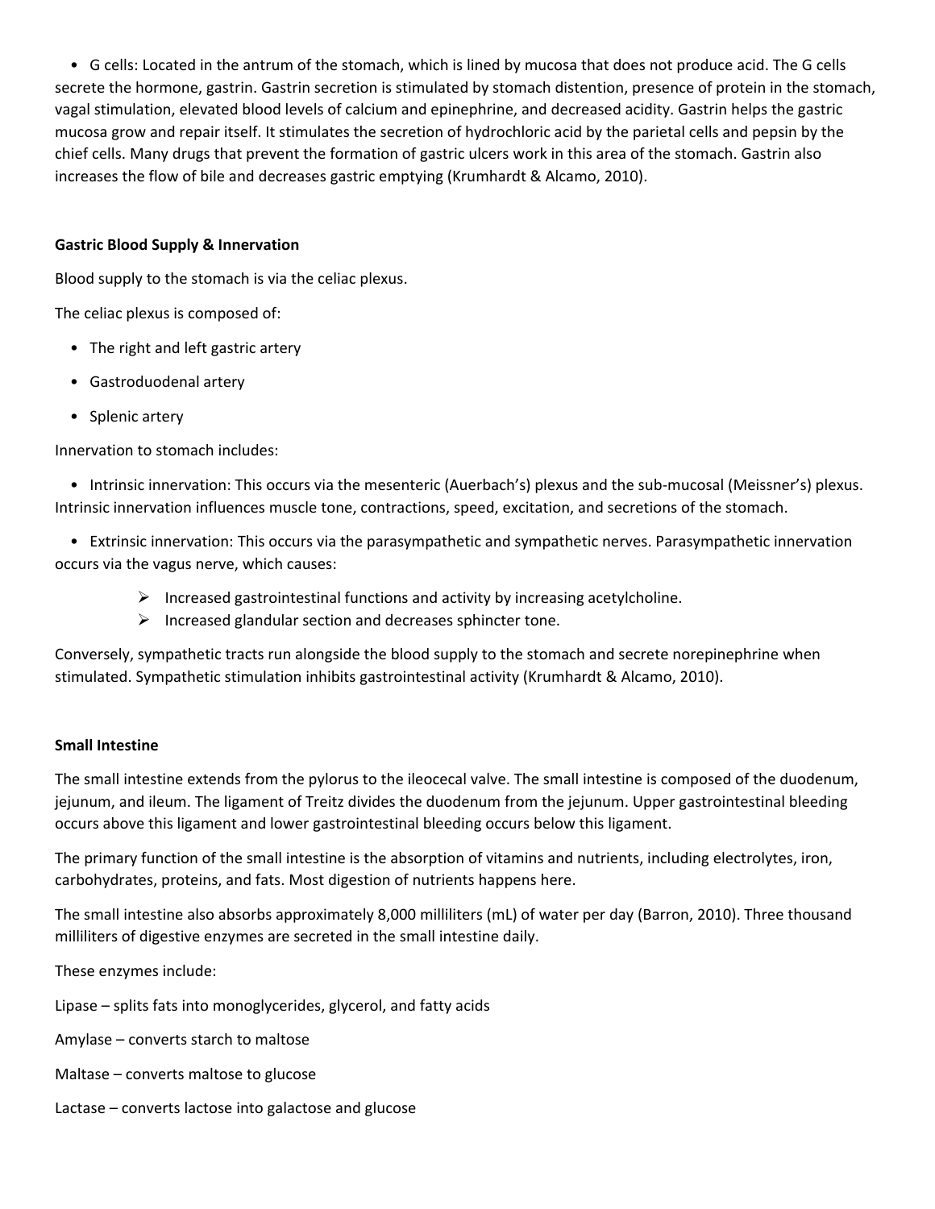- G cells: Located in the antrum of the stomach, which is lined by mucosa that does not produce acid. The G cells secrete the hormone, gastrin. Gastrin secretion is stimulated by stomach distention, presence of protein in the stomach, vagal stimulation, elevated blood levels of calcium and epinephrine, and decreased acidity. Gastrin helps the gastric mucosa grow and repair itself. It stimulates the secretion of hydrochloric acid by the parietal cells and pepsin by the chief cells. Many drugs that prevent the formation of gastric ulcers work in this area of the stomach. Gastrin also increases the flow of bile and decreases gastric emptying (Krumhardt & Alcamo, 2010).

**Gastric Blood Supply & Innervation**

Blood supply to the stomach is via the celiac plexus.

The celiac plexus is composed of:

- The right and left gastric artery
- Gastroduodenal artery
- Splenic artery

Innervation to stomach includes:

- Intrinsic innervation: This occurs via the mesenteric (Auerbach's) plexus and the sub-mucosal (Meissner's) plexus. Intrinsic innervation influences muscle tone, contractions, speed, excitation, and secretions of the stomach.
- Extrinsic innervation: This occurs via the parasympathetic and sympathetic nerves. Parasympathetic innervation occurs via the vagus nerve, which causes:
  - Increased gastrointestinal functions and activity by increasing acetylcholine.
  - Increased glandular section and decreases sphincter tone.

Conversely, sympathetic tracts run alongside the blood supply to the stomach and secrete norepinephrine when stimulated. Sympathetic stimulation inhibits gastrointestinal activity (Krumhardt & Alcamo, 2010).

**Small Intestine**

The small intestine extends from the pylorus to the ileocecal valve. The small intestine is composed of the duodenum, jejunum, and ileum. The ligament of Treitz divides the duodenum from the jejunum. Upper gastrointestinal bleeding occurs above this ligament and lower gastrointestinal bleeding occurs below this ligament.

The primary function of the small intestine is the absorption of vitamins and nutrients, including electrolytes, iron, carbohydrates, proteins, and fats. Most digestion of nutrients happens here.

The small intestine also absorbs approximately 8,000 milliliters (mL) of water per day (Barron, 2010). Three thousand milliliters of digestive enzymes are secreted in the small intestine daily.

These enzymes include:

Lipase – splits fats into monoglycerides, glycerol, and fatty acids

Amylase – converts starch to maltose

Maltase – converts maltose to glucose

Lactase – converts lactose into galactose and glucose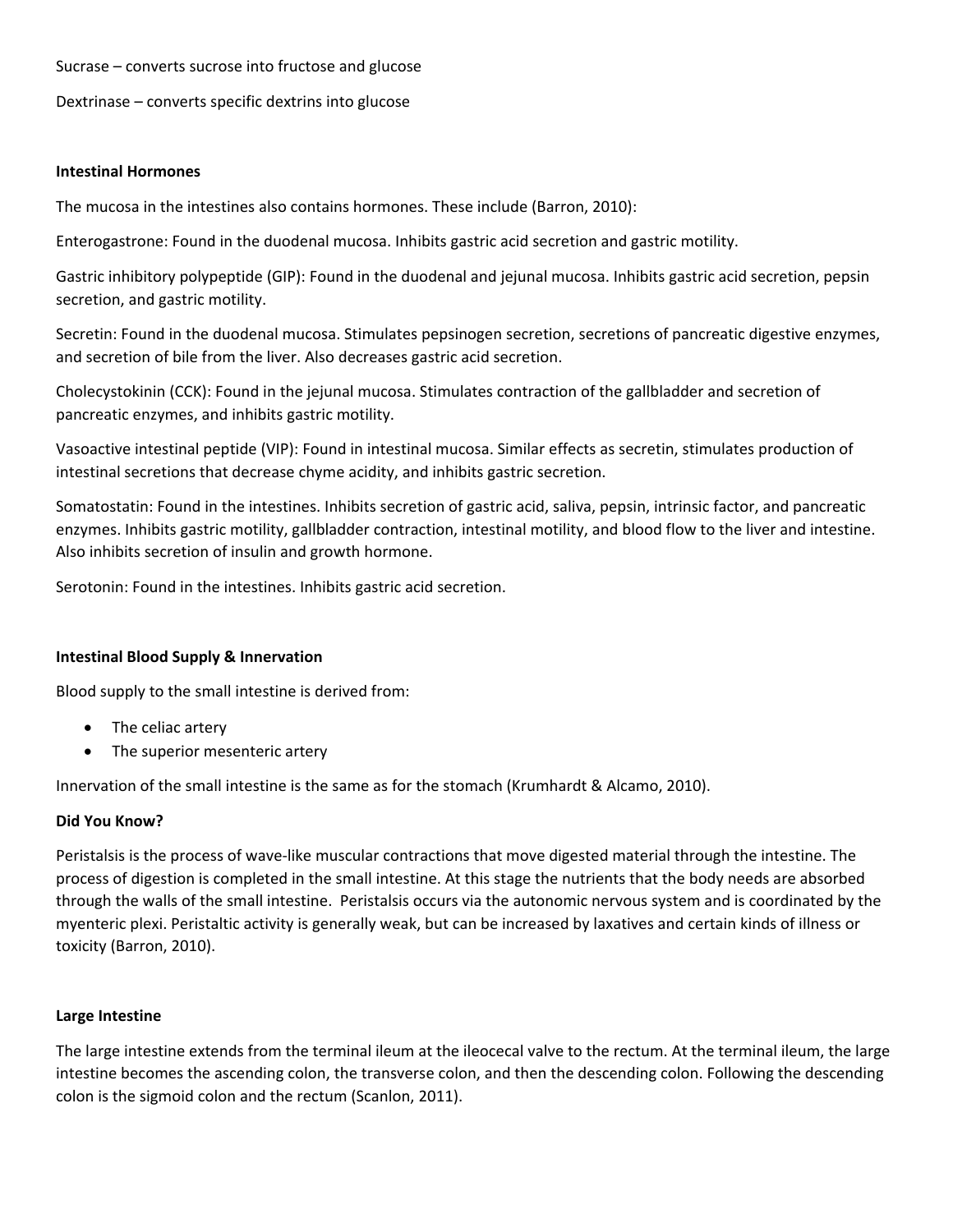Sucrase – converts sucrose into fructose and glucose

Dextrinase – converts specific dextrins into glucose

**Intestinal Hormones**

The mucosa in the intestines also contains hormones. These include (Barron, 2010):

Enterogastrone: Found in the duodenal mucosa. Inhibits gastric acid secretion and gastric motility.

Gastric inhibitory polypeptide (GIP): Found in the duodenal and jejunal mucosa. Inhibits gastric acid secretion, pepsin secretion, and gastric motility.

Secretin: Found in the duodenal mucosa. Stimulates pepsinogen secretion, secretions of pancreatic digestive enzymes, and secretion of bile from the liver. Also decreases gastric acid secretion.

Cholecystokinin (CCK): Found in the jejunal mucosa. Stimulates contraction of the gallbladder and secretion of pancreatic enzymes, and inhibits gastric motility.

Vasoactive intestinal peptide (VIP): Found in intestinal mucosa. Similar effects as secretin, stimulates production of intestinal secretions that decrease chyme acidity, and inhibits gastric secretion.

Somatostatin: Found in the intestines. Inhibits secretion of gastric acid, saliva, pepsin, intrinsic factor, and pancreatic enzymes. Inhibits gastric motility, gallbladder contraction, intestinal motility, and blood flow to the liver and intestine. Also inhibits secretion of insulin and growth hormone.

Serotonin: Found in the intestines. Inhibits gastric acid secretion.

**Intestinal Blood Supply & Innervation**

Blood supply to the small intestine is derived from:

- The celiac artery
- The superior mesenteric artery

Innervation of the small intestine is the same as for the stomach (Krumhardt & Alcamo, 2010).

**Did You Know?**

Peristalsis is the process of wave-like muscular contractions that move digested material through the intestine. The process of digestion is completed in the small intestine. At this stage the nutrients that the body needs are absorbed through the walls of the small intestine. Peristalsis occurs via the autonomic nervous system and is coordinated by the myenteric plexi. Peristaltic activity is generally weak, but can be increased by laxatives and certain kinds of illness or toxicity (Barron, 2010).

**Large Intestine**

The large intestine extends from the terminal ileum at the ileocecal valve to the rectum. At the terminal ileum, the large intestine becomes the ascending colon, the transverse colon, and then the descending colon. Following the descending colon is the sigmoid colon and the rectum (Scanlon, 2011).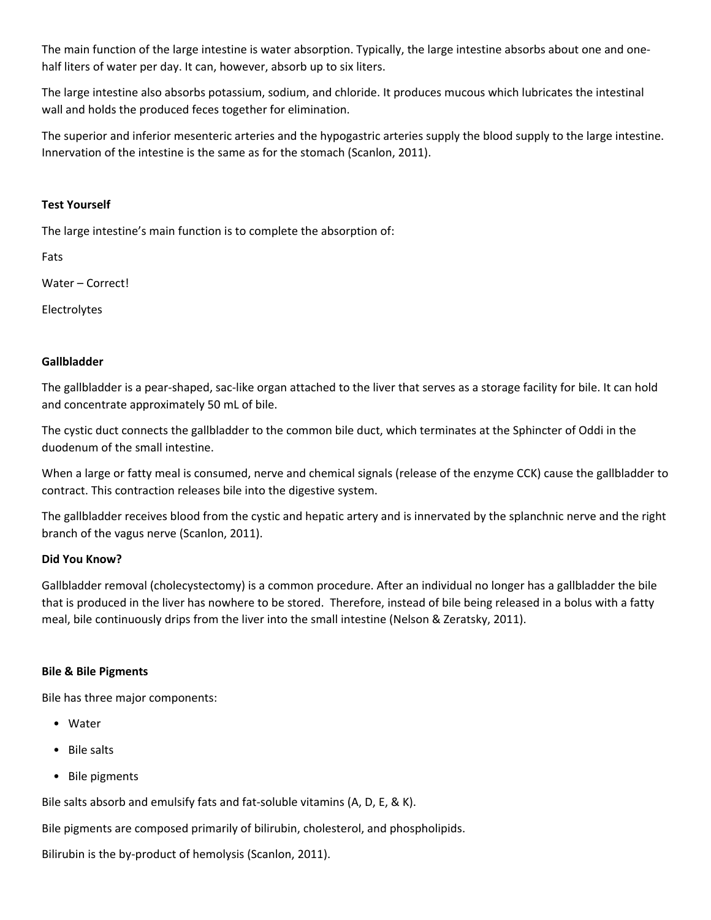The main function of the large intestine is water absorption. Typically, the large intestine absorbs about one and one-half liters of water per day. It can, however, absorb up to six liters.

The large intestine also absorbs potassium, sodium, and chloride. It produces mucous which lubricates the intestinal wall and holds the produced feces together for elimination.

The superior and inferior mesenteric arteries and the hypogastric arteries supply the blood supply to the large intestine. Innervation of the intestine is the same as for the stomach (Scanlon, 2011).

**Test Yourself**

The large intestine's main function is to complete the absorption of:

Fats

Water – Correct!

Electrolytes

**Gallbladder**

The gallbladder is a pear-shaped, sac-like organ attached to the liver that serves as a storage facility for bile. It can hold and concentrate approximately 50 mL of bile.

The cystic duct connects the gallbladder to the common bile duct, which terminates at the Sphincter of Oddi in the duodenum of the small intestine.

When a large or fatty meal is consumed, nerve and chemical signals (release of the enzyme CCK) cause the gallbladder to contract. This contraction releases bile into the digestive system.

The gallbladder receives blood from the cystic and hepatic artery and is innervated by the splanchnic nerve and the right branch of the vagus nerve (Scanlon, 2011).

**Did You Know?**

Gallbladder removal (cholecystectomy) is a common procedure. After an individual no longer has a gallbladder the bile that is produced in the liver has nowhere to be stored. Therefore, instead of bile being released in a bolus with a fatty meal, bile continuously drips from the liver into the small intestine (Nelson & Zeratsky, 2011).

**Bile & Bile Pigments**

Bile has three major components:

- Water
- Bile salts
- Bile pigments

Bile salts absorb and emulsify fats and fat-soluble vitamins (A, D, E, & K).

Bile pigments are composed primarily of bilirubin, cholesterol, and phospholipids.

Bilirubin is the by-product of hemolysis (Scanlon, 2011).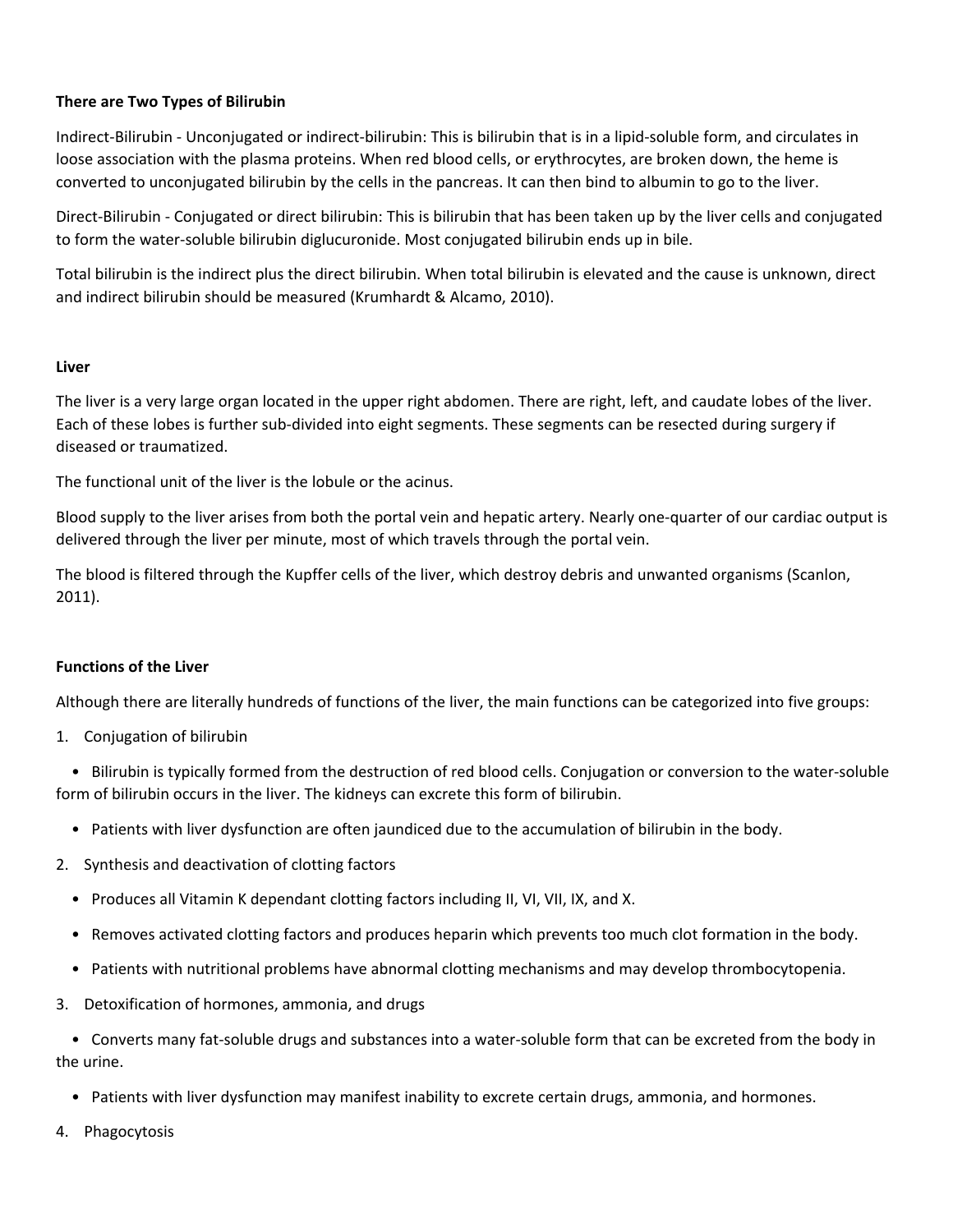**There are Two Types of Bilirubin**

Indirect-Bilirubin - Unconjugated or indirect-bilirubin: This is bilirubin that is in a lipid-soluble form, and circulates in loose association with the plasma proteins. When red blood cells, or erythrocytes, are broken down, the heme is converted to unconjugated bilirubin by the cells in the pancreas. It can then bind to albumin to go to the liver.

Direct-Bilirubin - Conjugated or direct bilirubin: This is bilirubin that has been taken up by the liver cells and conjugated to form the water-soluble bilirubin diglucuronide. Most conjugated bilirubin ends up in bile.

Total bilirubin is the indirect plus the direct bilirubin. When total bilirubin is elevated and the cause is unknown, direct and indirect bilirubin should be measured (Krumhardt & Alcamo, 2010).

**Liver**

The liver is a very large organ located in the upper right abdomen. There are right, left, and caudate lobes of the liver. Each of these lobes is further sub-divided into eight segments. These segments can be resected during surgery if diseased or traumatized.

The functional unit of the liver is the lobule or the acinus.

Blood supply to the liver arises from both the portal vein and hepatic artery. Nearly one-quarter of our cardiac output is delivered through the liver per minute, most of which travels through the portal vein.

The blood is filtered through the Kupffer cells of the liver, which destroy debris and unwanted organisms (Scanlon, 2011).

**Functions of the Liver**

Although there are literally hundreds of functions of the liver, the main functions can be categorized into five groups:

1. Conjugation of bilirubin
   - Bilirubin is typically formed from the destruction of red blood cells. Conjugation or conversion to the water-soluble form of bilirubin occurs in the liver. The kidneys can excrete this form of bilirubin.
   - Patients with liver dysfunction are often jaundiced due to the accumulation of bilirubin in the body.
2. Synthesis and deactivation of clotting factors
   - Produces all Vitamin K dependant clotting factors including II, VI, VII, IX, and X.
   - Removes activated clotting factors and produces heparin which prevents too much clot formation in the body.
   - Patients with nutritional problems have abnormal clotting mechanisms and may develop thrombocytopenia.
3. Detoxification of hormones, ammonia, and drugs
   - Converts many fat-soluble drugs and substances into a water-soluble form that can be excreted from the body in the urine.
   - Patients with liver dysfunction may manifest inability to excrete certain drugs, ammonia, and hormones.
4. Phagocytosis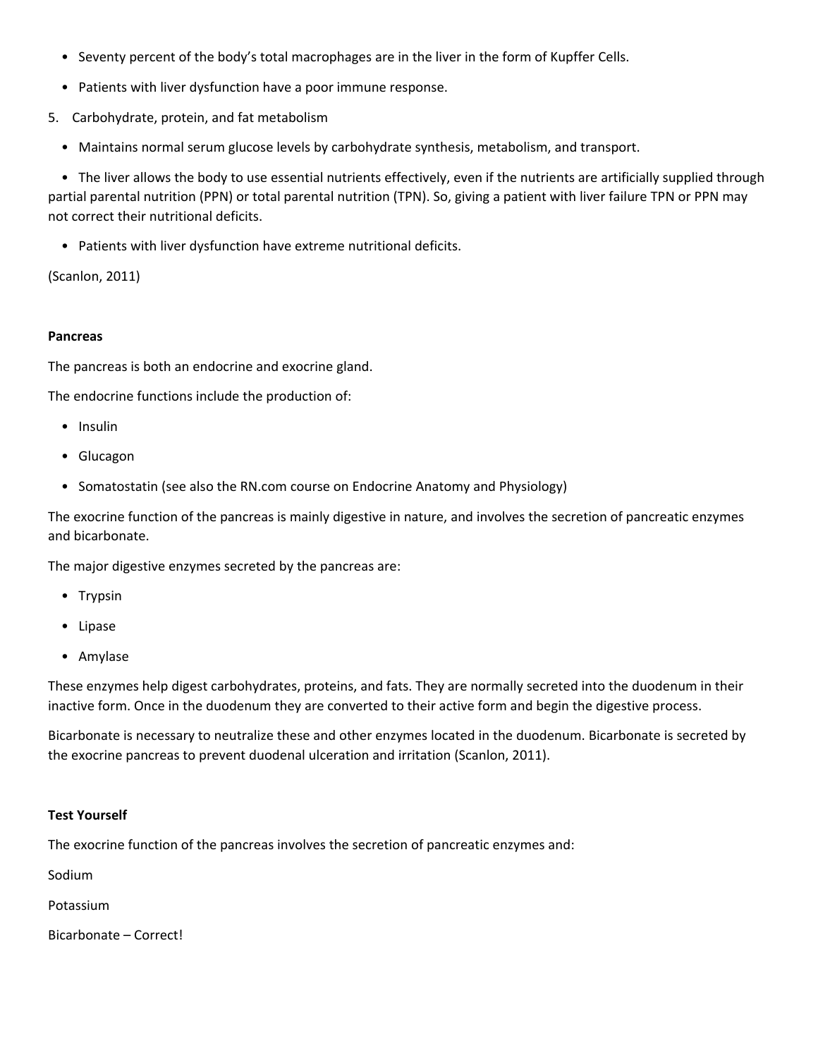- Seventy percent of the body's total macrophages are in the liver in the form of Kupffer Cells.
- Patients with liver dysfunction have a poor immune response.

5. Carbohydrate, protein, and fat metabolism
   - Maintains normal serum glucose levels by carbohydrate synthesis, metabolism, and transport.
   - The liver allows the body to use essential nutrients effectively, even if the nutrients are artificially supplied through partial parental nutrition (PPN) or total parental nutrition (TPN). So, giving a patient with liver failure TPN or PPN may not correct their nutritional deficits.
   - Patients with liver dysfunction have extreme nutritional deficits.

(Scanlon, 2011)

**Pancreas**

The pancreas is both an endocrine and exocrine gland.

The endocrine functions include the production of:

- Insulin
- Glucagon
- Somatostatin (see also the RN.com course on Endocrine Anatomy and Physiology)

The exocrine function of the pancreas is mainly digestive in nature, and involves the secretion of pancreatic enzymes and bicarbonate.

The major digestive enzymes secreted by the pancreas are:

- Trypsin
- Lipase
- Amylase

These enzymes help digest carbohydrates, proteins, and fats. They are normally secreted into the duodenum in their inactive form. Once in the duodenum they are converted to their active form and begin the digestive process.

Bicarbonate is necessary to neutralize these and other enzymes located in the duodenum. Bicarbonate is secreted by the exocrine pancreas to prevent duodenal ulceration and irritation (Scanlon, 2011).

**Test Yourself**

The exocrine function of the pancreas involves the secretion of pancreatic enzymes and:

Sodium

Potassium

Bicarbonate – Correct!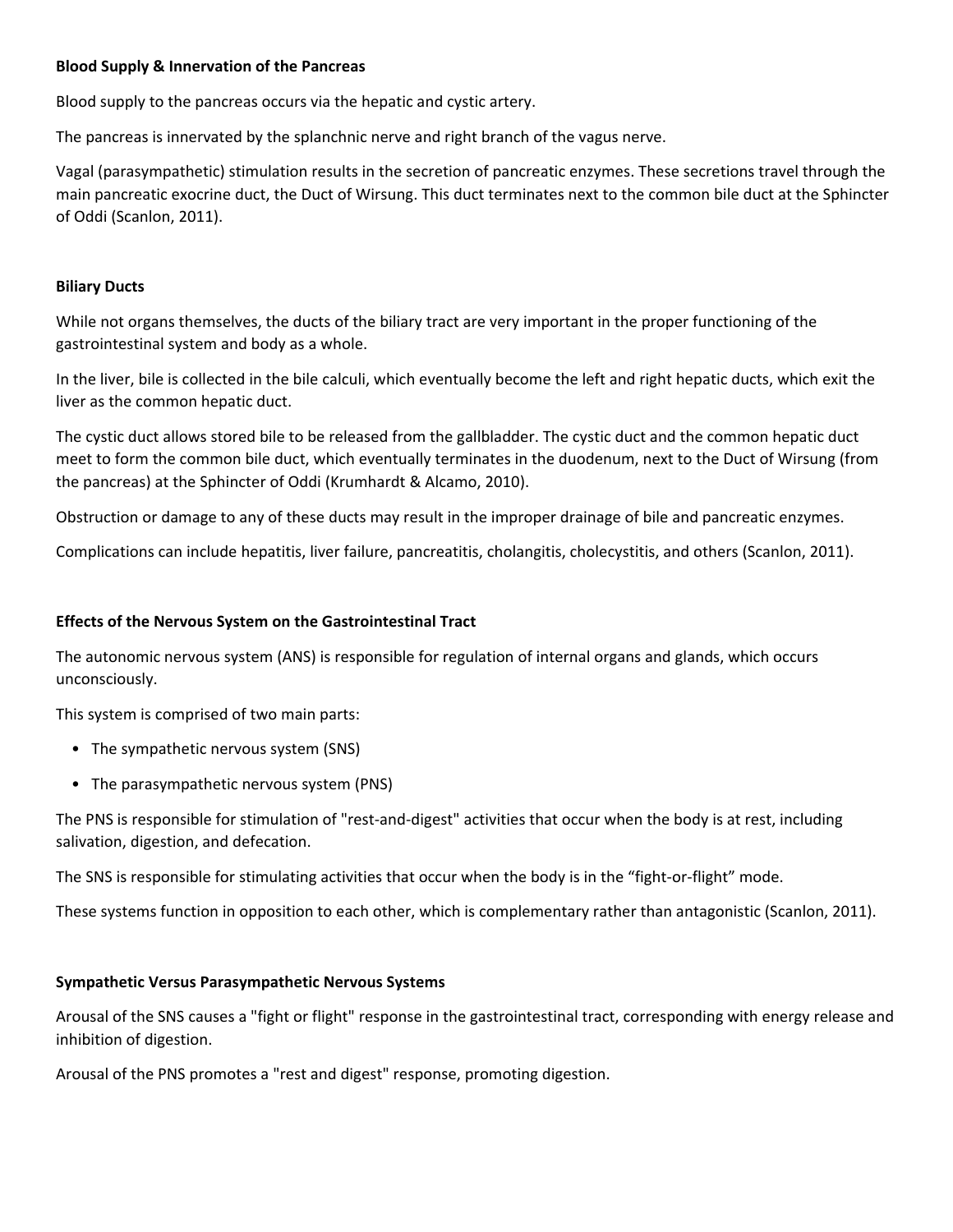**Blood Supply & Innervation of the Pancreas**

Blood supply to the pancreas occurs via the hepatic and cystic artery.

The pancreas is innervated by the splanchnic nerve and right branch of the vagus nerve.

Vagal (parasympathetic) stimulation results in the secretion of pancreatic enzymes. These secretions travel through the main pancreatic exocrine duct, the Duct of Wirsung. This duct terminates next to the common bile duct at the Sphincter of Oddi (Scanlon, 2011).

**Biliary Ducts**

While not organs themselves, the ducts of the biliary tract are very important in the proper functioning of the gastrointestinal system and body as a whole.

In the liver, bile is collected in the bile calculi, which eventually become the left and right hepatic ducts, which exit the liver as the common hepatic duct.

The cystic duct allows stored bile to be released from the gallbladder. The cystic duct and the common hepatic duct meet to form the common bile duct, which eventually terminates in the duodenum, next to the Duct of Wirsung (from the pancreas) at the Sphincter of Oddi (Krumhardt & Alcamo, 2010).

Obstruction or damage to any of these ducts may result in the improper drainage of bile and pancreatic enzymes.

Complications can include hepatitis, liver failure, pancreatitis, cholangitis, cholecystitis, and others (Scanlon, 2011).

**Effects of the Nervous System on the Gastrointestinal Tract**

The autonomic nervous system (ANS) is responsible for regulation of internal organs and glands, which occurs unconsciously.

This system is comprised of two main parts:

- The sympathetic nervous system (SNS)
- The parasympathetic nervous system (PNS)

The PNS is responsible for stimulation of "rest-and-digest" activities that occur when the body is at rest, including salivation, digestion, and defecation.

The SNS is responsible for stimulating activities that occur when the body is in the “fight-or-flight” mode.

These systems function in opposition to each other, which is complementary rather than antagonistic (Scanlon, 2011).

**Sympathetic Versus Parasympathetic Nervous Systems**

Arousal of the SNS causes a "fight or flight" response in the gastrointestinal tract, corresponding with energy release and inhibition of digestion.

Arousal of the PNS promotes a "rest and digest" response, promoting digestion.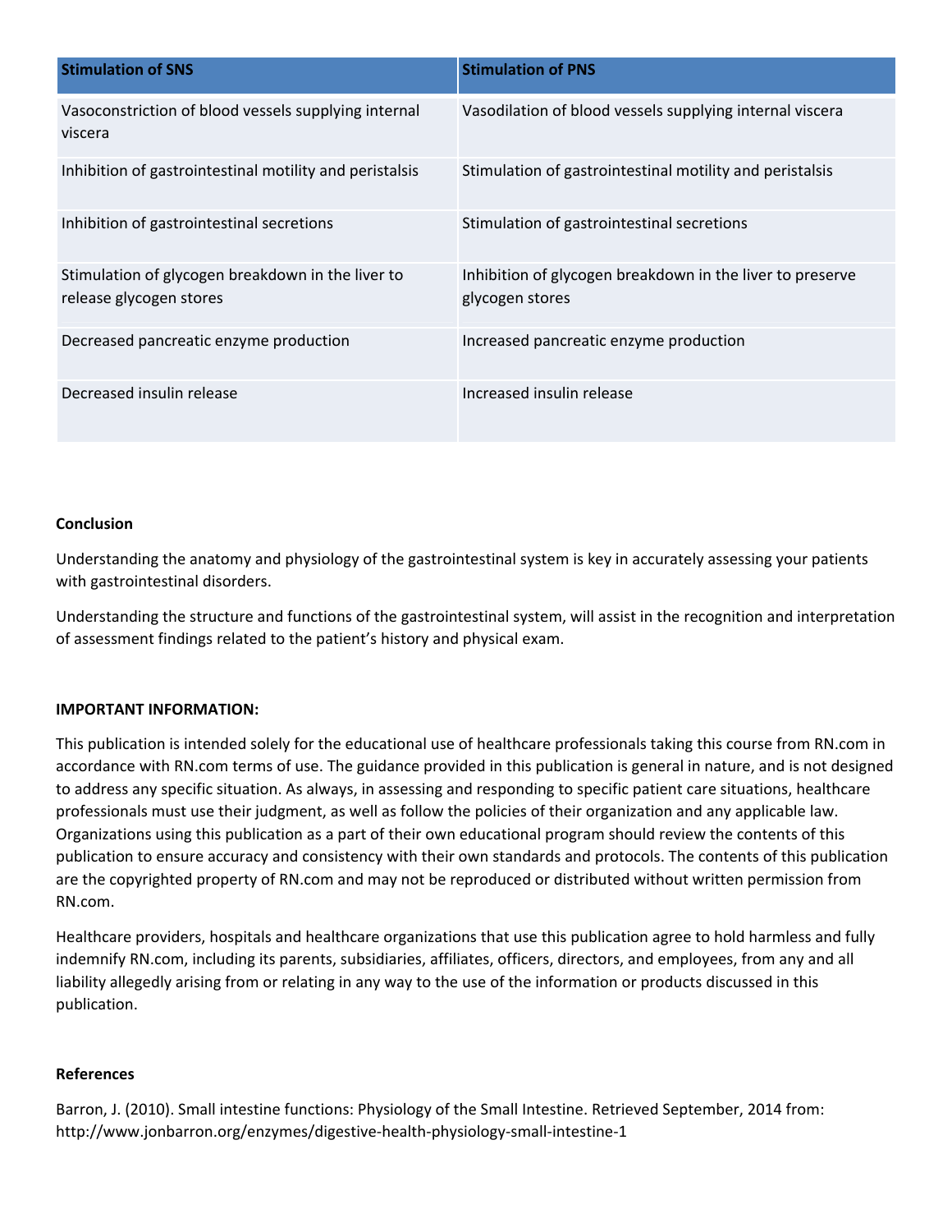| Stimulation of SNS | Stimulation of PNS |
| --- | --- |
| Vasoconstriction of blood vessels supplying internal viscera | Vasodilation of blood vessels supplying internal viscera |
| Inhibition of gastrointestinal motility and peristalsis | Stimulation of gastrointestinal motility and peristalsis |
| Inhibition of gastrointestinal secretions | Stimulation of gastrointestinal secretions |
| Stimulation of glycogen breakdown in the liver to release glycogen stores | Inhibition of glycogen breakdown in the liver to preserve glycogen stores |
| Decreased pancreatic enzyme production | Increased pancreatic enzyme production |
| Decreased insulin release | Increased insulin release |

**Conclusion**

Understanding the anatomy and physiology of the gastrointestinal system is key in accurately assessing your patients with gastrointestinal disorders.

Understanding the structure and functions of the gastrointestinal system, will assist in the recognition and interpretation of assessment findings related to the patient's history and physical exam.

**IMPORTANT INFORMATION:**

This publication is intended solely for the educational use of healthcare professionals taking this course from RN.com in accordance with RN.com terms of use. The guidance provided in this publication is general in nature, and is not designed to address any specific situation. As always, in assessing and responding to specific patient care situations, healthcare professionals must use their judgment, as well as follow the policies of their organization and any applicable law. Organizations using this publication as a part of their own educational program should review the contents of this publication to ensure accuracy and consistency with their own standards and protocols. The contents of this publication are the copyrighted property of RN.com and may not be reproduced or distributed without written permission from RN.com.

Healthcare providers, hospitals and healthcare organizations that use this publication agree to hold harmless and fully indemnify RN.com, including its parents, subsidiaries, affiliates, officers, directors, and employees, from any and all liability allegedly arising from or relating in any way to the use of the information or products discussed in this publication.

**References**

Barron, J. (2010). Small intestine functions: Physiology of the Small Intestine. Retrieved September, 2014 from: http://www.jonbarron.org/enzymes/digestive-health-physiology-small-intestine-1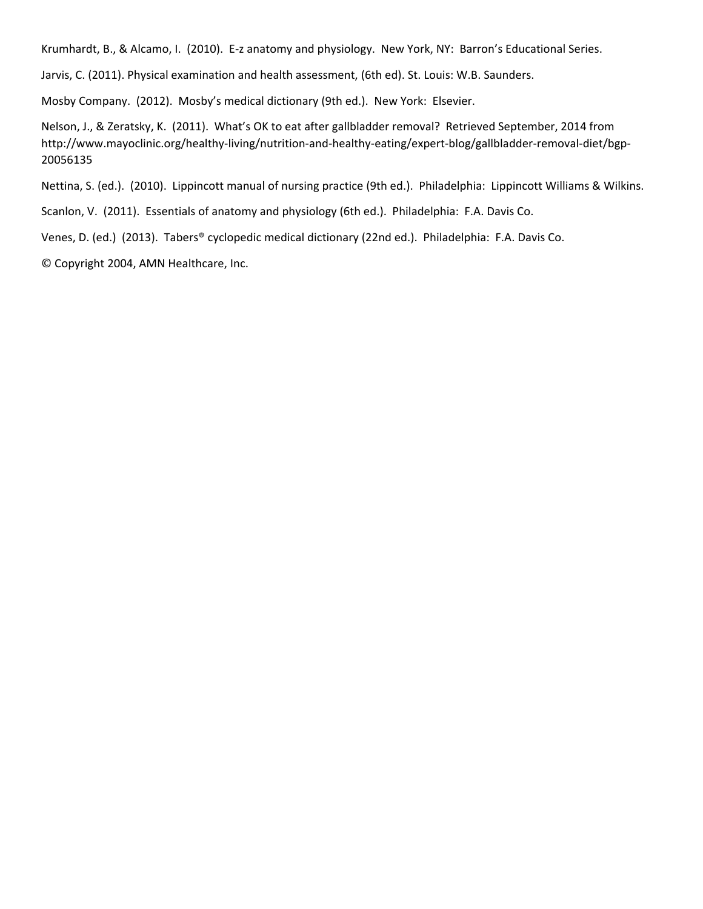Krumhardt, B., & Alcamo, I. (2010). E-z anatomy and physiology. New York, NY: Barron's Educational Series.

Jarvis, C. (2011). Physical examination and health assessment, (6th ed). St. Louis: W.B. Saunders.

Mosby Company. (2012). Mosby's medical dictionary (9th ed.). New York: Elsevier.

Nelson, J., & Zeratsky, K. (2011). What's OK to eat after gallbladder removal? Retrieved September, 2014 from http://www.mayoclinic.org/healthy-living/nutrition-and-healthy-eating/expert-blog/gallbladder-removal-diet/bgp-20056135

Nettina, S. (ed.). (2010). Lippincott manual of nursing practice (9th ed.). Philadelphia: Lippincott Williams & Wilkins.

Scanlon, V. (2011). Essentials of anatomy and physiology (6th ed.). Philadelphia: F.A. Davis Co.

Venes, D. (ed.) (2013). Tabers® cyclopedic medical dictionary (22nd ed.). Philadelphia: F.A. Davis Co.

© Copyright 2004, AMN Healthcare, Inc.